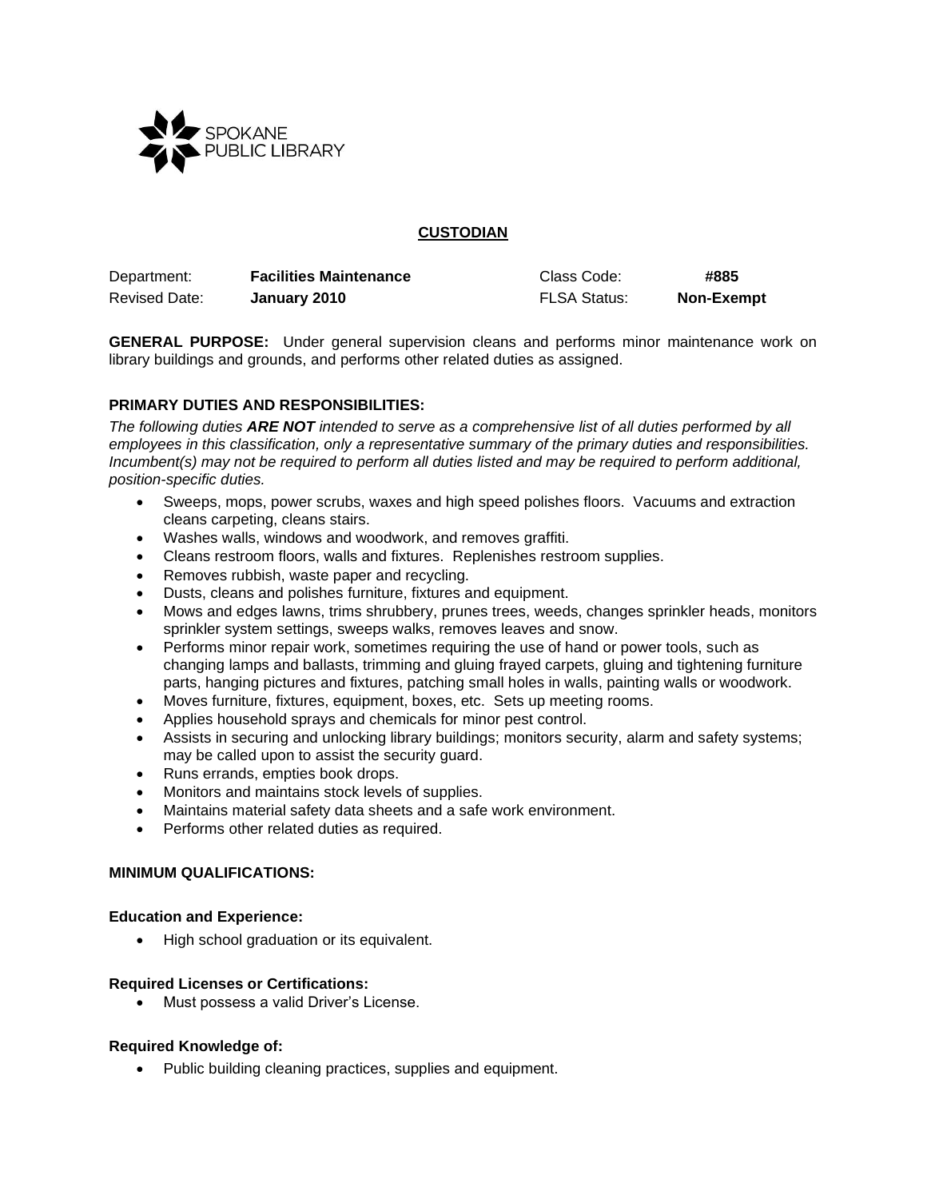SPOKANE PUBLIC LIBRARY

# CUSTODIAN

| Department: | **Facilities Maintenance** | Class Code: | **#885** |
|---|---|---|---|
| Revised Date: | **January 2010** | FLSA Status: | **Non-Exempt** |

**GENERAL PURPOSE:** Under general supervision cleans and performs minor maintenance work on library buildings and grounds, and performs other related duties as assigned.

## PRIMARY DUTIES AND RESPONSIBILITIES:

*The following duties **ARE NOT** intended to serve as a comprehensive list of all duties performed by all employees in this classification, only a representative summary of the primary duties and responsibilities. Incumbent(s) may not be required to perform all duties listed and may be required to perform additional, position-specific duties.*

- Sweeps, mops, power scrubs, waxes and high speed polishes floors. Vacuums and extraction cleans carpeting, cleans stairs.
- Washes walls, windows and woodwork, and removes graffiti.
- Cleans restroom floors, walls and fixtures. Replenishes restroom supplies.
- Removes rubbish, waste paper and recycling.
- Dusts, cleans and polishes furniture, fixtures and equipment.
- Mows and edges lawns, trims shrubbery, prunes trees, weeds, changes sprinkler heads, monitors sprinkler system settings, sweeps walks, removes leaves and snow.
- Performs minor repair work, sometimes requiring the use of hand or power tools, such as changing lamps and ballasts, trimming and gluing frayed carpets, gluing and tightening furniture parts, hanging pictures and fixtures, patching small holes in walls, painting walls or woodwork.
- Moves furniture, fixtures, equipment, boxes, etc. Sets up meeting rooms.
- Applies household sprays and chemicals for minor pest control.
- Assists in securing and unlocking library buildings; monitors security, alarm and safety systems; may be called upon to assist the security guard.
- Runs errands, empties book drops.
- Monitors and maintains stock levels of supplies.
- Maintains material safety data sheets and a safe work environment.
- Performs other related duties as required.

## MINIMUM QUALIFICATIONS:

### Education and Experience:

- High school graduation or its equivalent.

### Required Licenses or Certifications:

- Must possess a valid Driver's License.

### Required Knowledge of:

- Public building cleaning practices, supplies and equipment.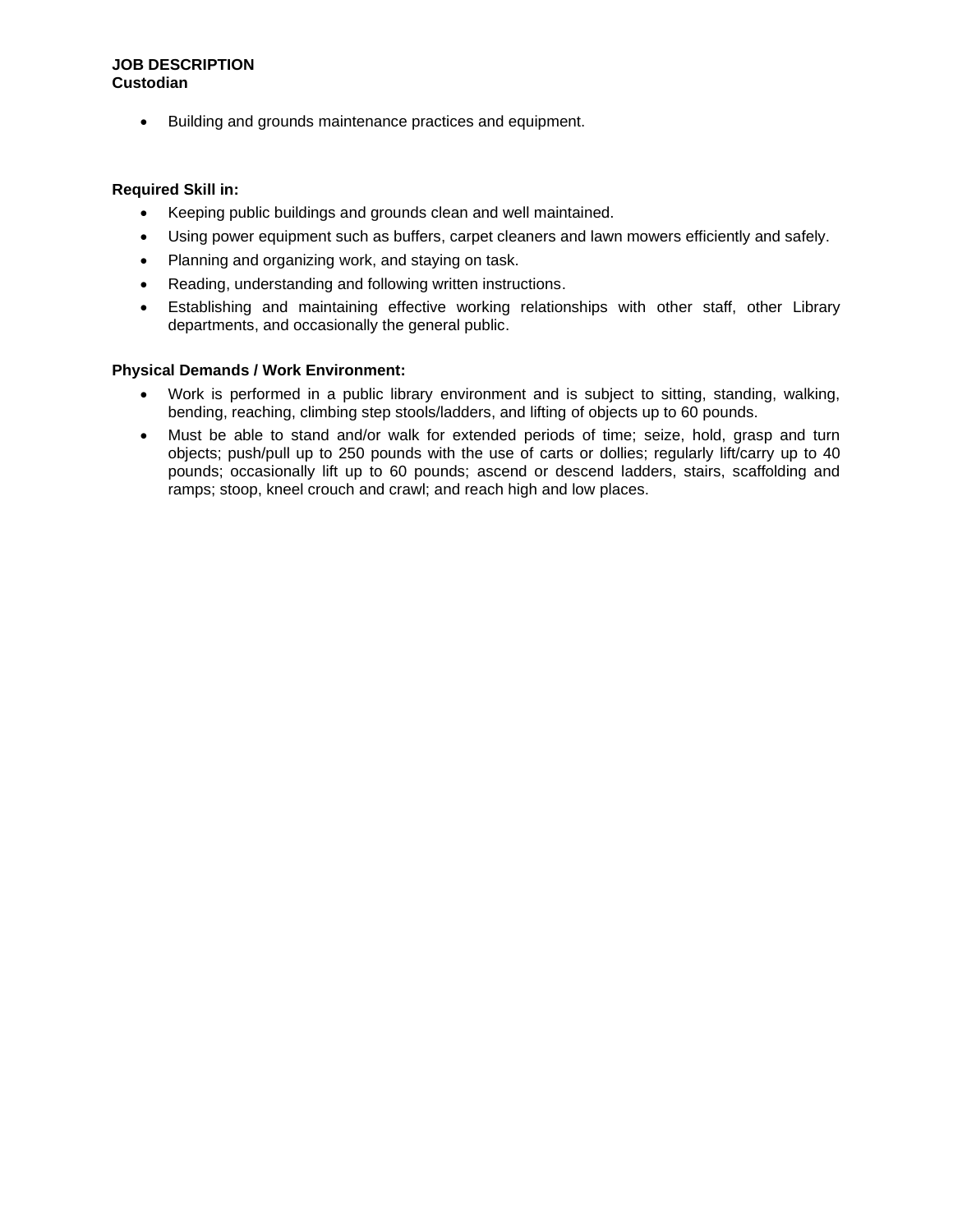- Building and grounds maintenance practices and equipment.

**Required Skill in:**

- Keeping public buildings and grounds clean and well maintained.
- Using power equipment such as buffers, carpet cleaners and lawn mowers efficiently and safely.
- Planning and organizing work, and staying on task.
- Reading, understanding and following written instructions.
- Establishing and maintaining effective working relationships with other staff, other Library departments, and occasionally the general public.

**Physical Demands / Work Environment:**

- Work is performed in a public library environment and is subject to sitting, standing, walking, bending, reaching, climbing step stools/ladders, and lifting of objects up to 60 pounds.
- Must be able to stand and/or walk for extended periods of time; seize, hold, grasp and turn objects; push/pull up to 250 pounds with the use of carts or dollies; regularly lift/carry up to 40 pounds; occasionally lift up to 60 pounds; ascend or descend ladders, stairs, scaffolding and ramps; stoop, kneel crouch and crawl; and reach high and low places.